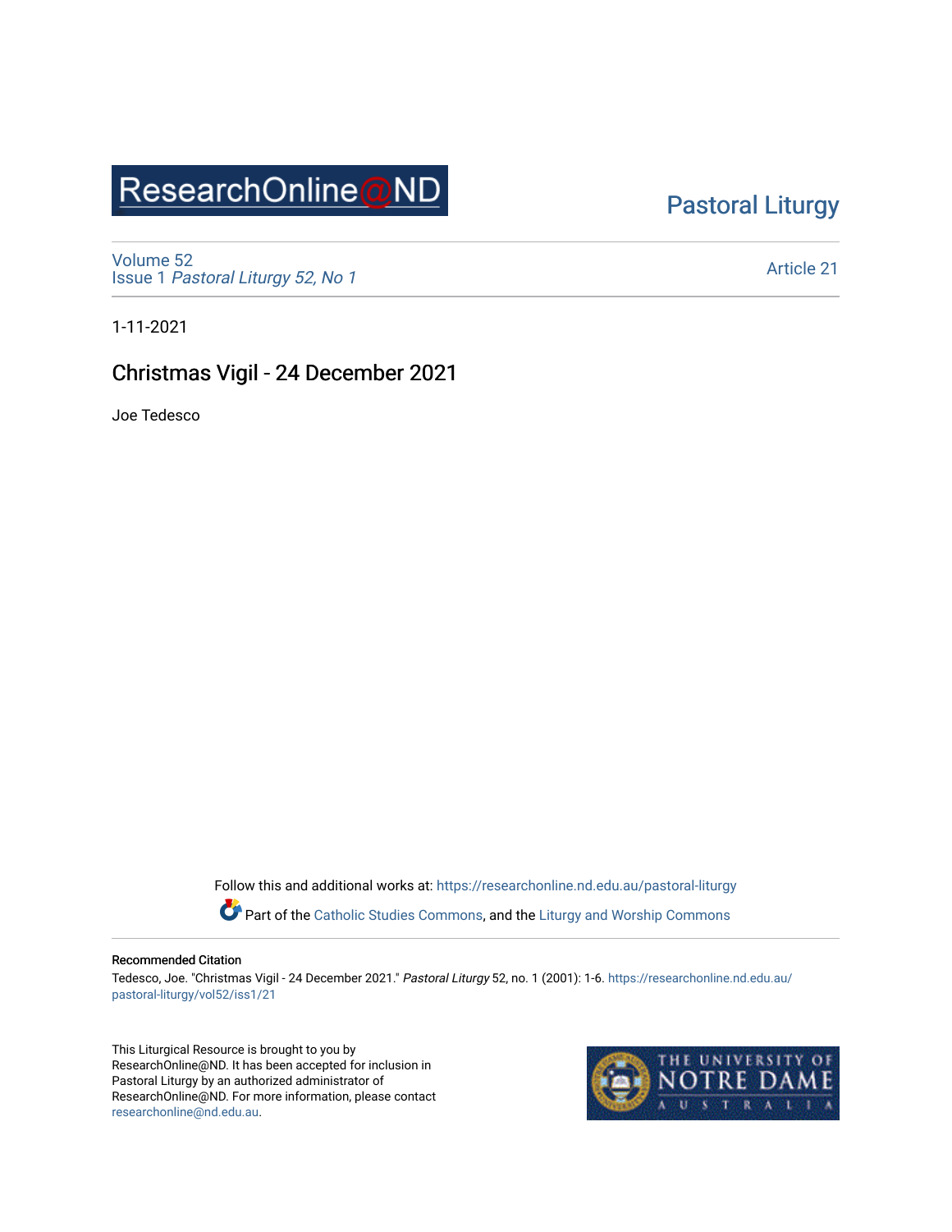ResearchOnline@ND

Pastoral Liturgy

Volume 52
Issue 1 *Pastoral Liturgy 52, No 1*

Article 21

1-11-2021

# Christmas Vigil - 24 December 2021

Joe Tedesco

Follow this and additional works at: https://researchonline.nd.edu.au/pastoral-liturgy

Part of the Catholic Studies Commons, and the Liturgy and Worship Commons

**Recommended Citation**

Tedesco, Joe. "Christmas Vigil - 24 December 2021." *Pastoral Liturgy* 52, no. 1 (2001): 1-6. https://researchonline.nd.edu.au/pastoral-liturgy/vol52/iss1/21

This Liturgical Resource is brought to you by ResearchOnline@ND. It has been accepted for inclusion in Pastoral Liturgy by an authorized administrator of ResearchOnline@ND. For more information, please contact researchonline@nd.edu.au.

THE UNIVERSITY OF NOTRE DAME AUSTRALIA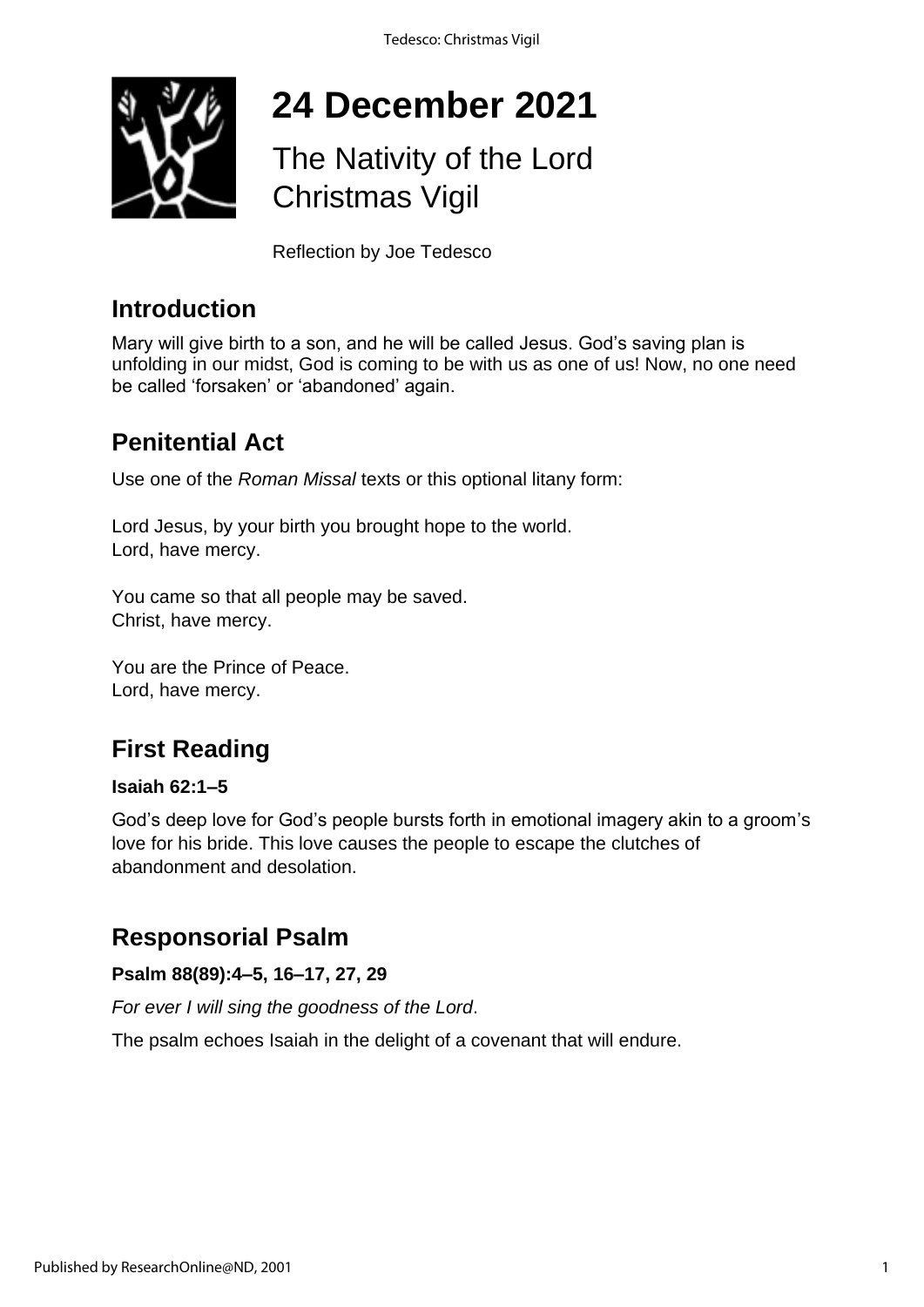# 24 December 2021

## The Nativity of the Lord Christmas Vigil

Reflection by Joe Tedesco

## Introduction

Mary will give birth to a son, and he will be called Jesus. God's saving plan is unfolding in our midst, God is coming to be with us as one of us! Now, no one need be called 'forsaken' or 'abandoned' again.

## Penitential Act

Use one of the *Roman Missal* texts or this optional litany form:

Lord Jesus, by your birth you brought hope to the world.
Lord, have mercy.

You came so that all people may be saved.
Christ, have mercy.

You are the Prince of Peace.
Lord, have mercy.

## First Reading

**Isaiah 62:1–5**

God's deep love for God's people bursts forth in emotional imagery akin to a groom's love for his bride. This love causes the people to escape the clutches of abandonment and desolation.

## Responsorial Psalm

**Psalm 88(89):4–5, 16–17, 27, 29**

*For ever I will sing the goodness of the Lord*.

The psalm echoes Isaiah in the delight of a covenant that will endure.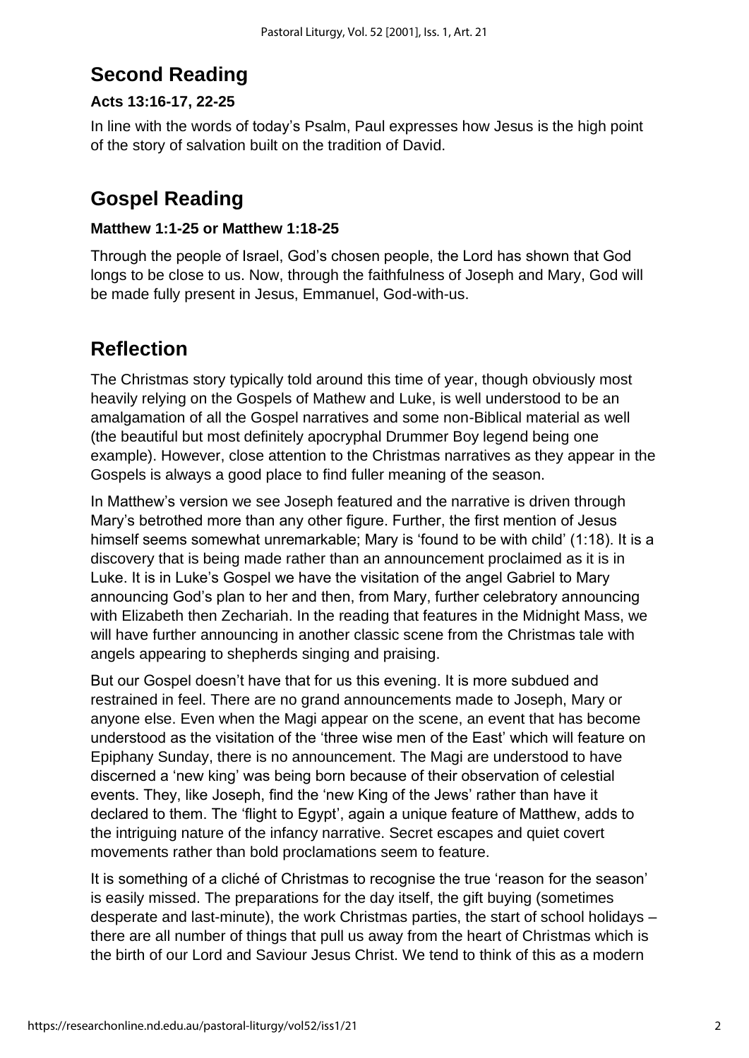## Second Reading

**Acts 13:16-17, 22-25**

In line with the words of today's Psalm, Paul expresses how Jesus is the high point of the story of salvation built on the tradition of David.

## Gospel Reading

**Matthew 1:1-25 or Matthew 1:18-25**

Through the people of Israel, God's chosen people, the Lord has shown that God longs to be close to us. Now, through the faithfulness of Joseph and Mary, God will be made fully present in Jesus, Emmanuel, God-with-us.

## Reflection

The Christmas story typically told around this time of year, though obviously most heavily relying on the Gospels of Mathew and Luke, is well understood to be an amalgamation of all the Gospel narratives and some non-Biblical material as well (the beautiful but most definitely apocryphal Drummer Boy legend being one example). However, close attention to the Christmas narratives as they appear in the Gospels is always a good place to find fuller meaning of the season.

In Matthew's version we see Joseph featured and the narrative is driven through Mary's betrothed more than any other figure. Further, the first mention of Jesus himself seems somewhat unremarkable; Mary is 'found to be with child' (1:18). It is a discovery that is being made rather than an announcement proclaimed as it is in Luke. It is in Luke's Gospel we have the visitation of the angel Gabriel to Mary announcing God's plan to her and then, from Mary, further celebratory announcing with Elizabeth then Zechariah. In the reading that features in the Midnight Mass, we will have further announcing in another classic scene from the Christmas tale with angels appearing to shepherds singing and praising.

But our Gospel doesn't have that for us this evening. It is more subdued and restrained in feel. There are no grand announcements made to Joseph, Mary or anyone else. Even when the Magi appear on the scene, an event that has become understood as the visitation of the 'three wise men of the East' which will feature on Epiphany Sunday, there is no announcement. The Magi are understood to have discerned a 'new king' was being born because of their observation of celestial events. They, like Joseph, find the 'new King of the Jews' rather than have it declared to them. The 'flight to Egypt', again a unique feature of Matthew, adds to the intriguing nature of the infancy narrative. Secret escapes and quiet covert movements rather than bold proclamations seem to feature.

It is something of a cliché of Christmas to recognise the true 'reason for the season' is easily missed. The preparations for the day itself, the gift buying (sometimes desperate and last-minute), the work Christmas parties, the start of school holidays – there are all number of things that pull us away from the heart of Christmas which is the birth of our Lord and Saviour Jesus Christ. We tend to think of this as a modern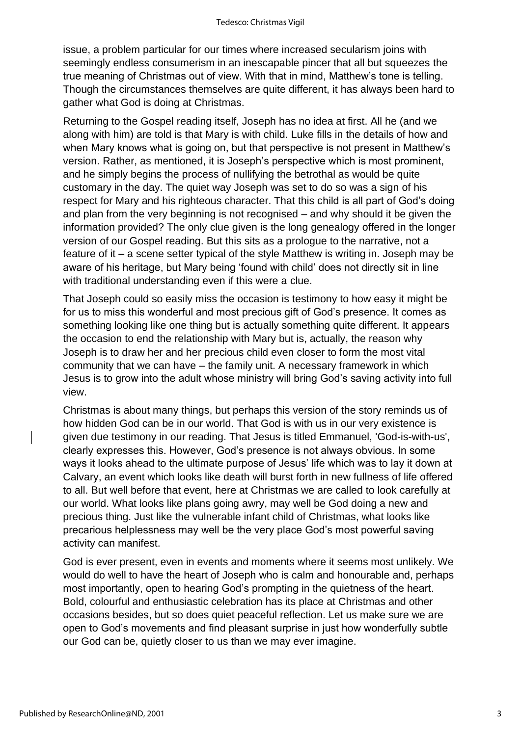issue, a problem particular for our times where increased secularism joins with seemingly endless consumerism in an inescapable pincer that all but squeezes the true meaning of Christmas out of view. With that in mind, Matthew's tone is telling. Though the circumstances themselves are quite different, it has always been hard to gather what God is doing at Christmas.

Returning to the Gospel reading itself, Joseph has no idea at first. All he (and we along with him) are told is that Mary is with child. Luke fills in the details of how and when Mary knows what is going on, but that perspective is not present in Matthew's version. Rather, as mentioned, it is Joseph's perspective which is most prominent, and he simply begins the process of nullifying the betrothal as would be quite customary in the day. The quiet way Joseph was set to do so was a sign of his respect for Mary and his righteous character. That this child is all part of God's doing and plan from the very beginning is not recognised – and why should it be given the information provided? The only clue given is the long genealogy offered in the longer version of our Gospel reading. But this sits as a prologue to the narrative, not a feature of it – a scene setter typical of the style Matthew is writing in. Joseph may be aware of his heritage, but Mary being 'found with child' does not directly sit in line with traditional understanding even if this were a clue.

That Joseph could so easily miss the occasion is testimony to how easy it might be for us to miss this wonderful and most precious gift of God's presence. It comes as something looking like one thing but is actually something quite different. It appears the occasion to end the relationship with Mary but is, actually, the reason why Joseph is to draw her and her precious child even closer to form the most vital community that we can have – the family unit. A necessary framework in which Jesus is to grow into the adult whose ministry will bring God's saving activity into full view.

Christmas is about many things, but perhaps this version of the story reminds us of how hidden God can be in our world. That God is with us in our very existence is given due testimony in our reading. That Jesus is titled Emmanuel, 'God-is-with-us', clearly expresses this. However, God's presence is not always obvious. In some ways it looks ahead to the ultimate purpose of Jesus' life which was to lay it down at Calvary, an event which looks like death will burst forth in new fullness of life offered to all. But well before that event, here at Christmas we are called to look carefully at our world. What looks like plans going awry, may well be God doing a new and precious thing. Just like the vulnerable infant child of Christmas, what looks like precarious helplessness may well be the very place God's most powerful saving activity can manifest.

God is ever present, even in events and moments where it seems most unlikely. We would do well to have the heart of Joseph who is calm and honourable and, perhaps most importantly, open to hearing God's prompting in the quietness of the heart. Bold, colourful and enthusiastic celebration has its place at Christmas and other occasions besides, but so does quiet peaceful reflection. Let us make sure we are open to God's movements and find pleasant surprise in just how wonderfully subtle our God can be, quietly closer to us than we may ever imagine.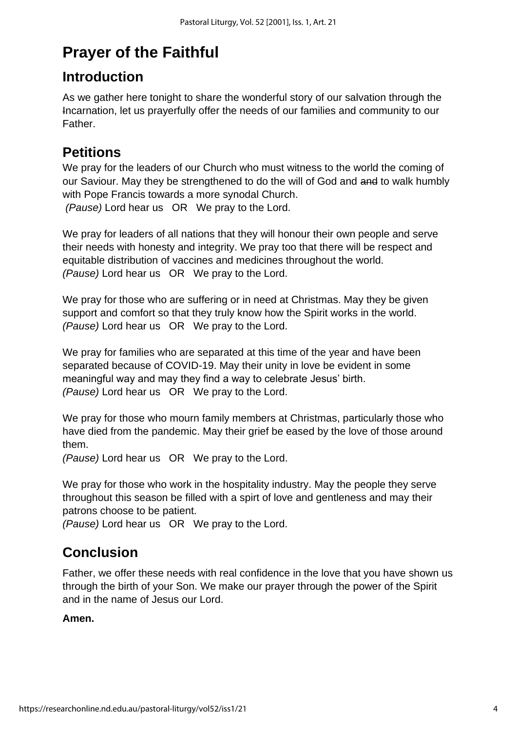# Prayer of the Faithful

## Introduction

As we gather here tonight to share the wonderful story of our salvation through the Incarnation, let us prayerfully offer the needs of our families and community to our Father.

## Petitions

We pray for the leaders of our Church who must witness to the world the coming of our Saviour. May they be strengthened to do the will of God and ~~and~~ to walk humbly with Pope Francis towards a more synodal Church.
*(Pause)* Lord hear us OR We pray to the Lord.

We pray for leaders of all nations that they will honour their own people and serve their needs with honesty and integrity. We pray too that there will be respect and equitable distribution of vaccines and medicines throughout the world.
*(Pause)* Lord hear us OR We pray to the Lord.

We pray for those who are suffering or in need at Christmas. May they be given support and comfort so that they truly know how the Spirit works in the world.
*(Pause)* Lord hear us OR We pray to the Lord.

We pray for families who are separated at this time of the year and have been separated because of COVID-19. May their unity in love be evident in some meaningful way and may they find a way to celebrate Jesus' birth.
*(Pause)* Lord hear us OR We pray to the Lord.

We pray for those who mourn family members at Christmas, particularly those who have died from the pandemic. May their grief be eased by the love of those around them.
*(Pause)* Lord hear us OR We pray to the Lord.

We pray for those who work in the hospitality industry. May the people they serve throughout this season be filled with a spirt of love and gentleness and may their patrons choose to be patient.
*(Pause)* Lord hear us OR We pray to the Lord.

## Conclusion

Father, we offer these needs with real confidence in the love that you have shown us through the birth of your Son. We make our prayer through the power of the Spirit and in the name of Jesus our Lord.

**Amen.**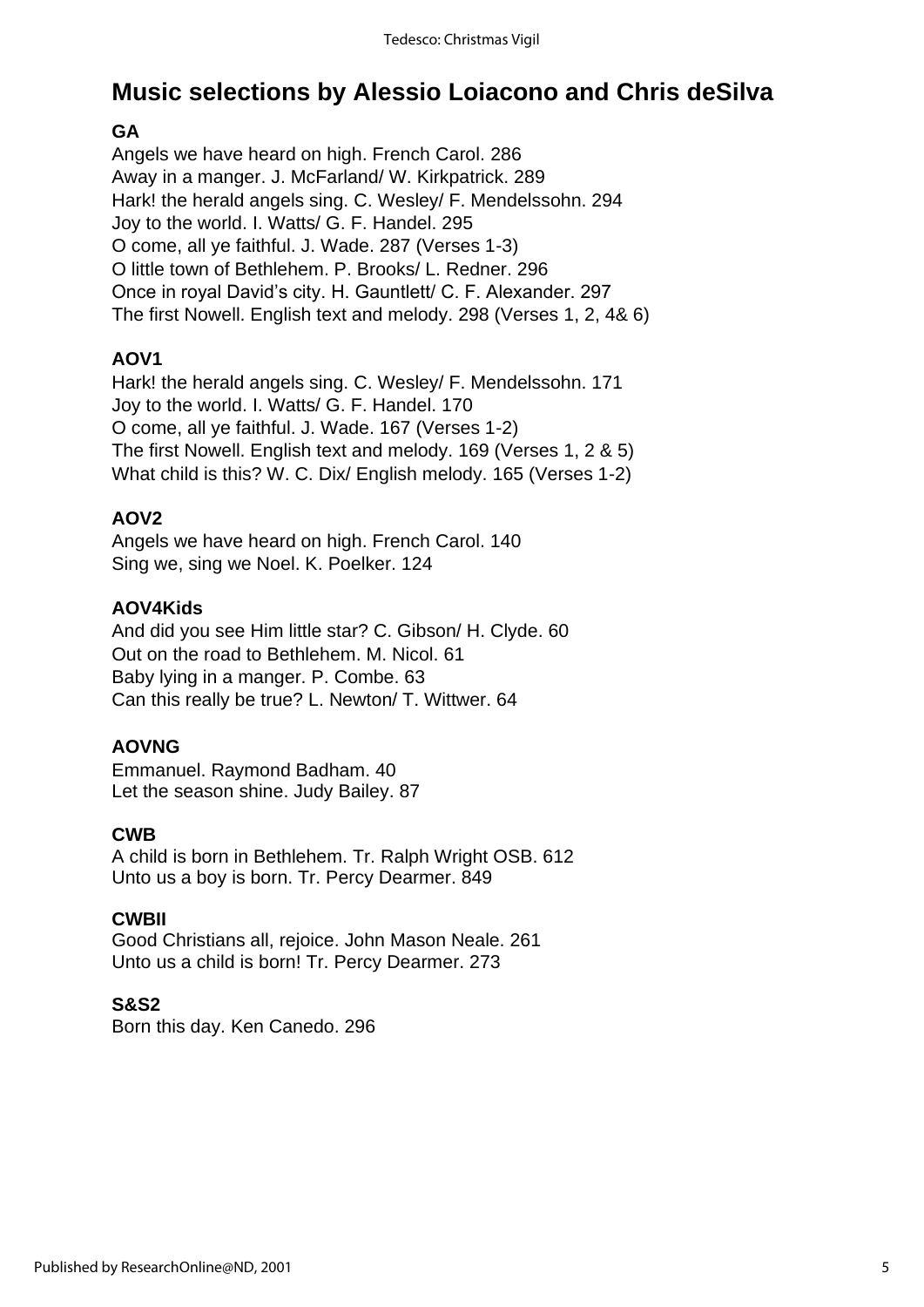# Music selections by Alessio Loiacono and Chris deSilva

**GA**

Angels we have heard on high. French Carol. 286
Away in a manger. J. McFarland/ W. Kirkpatrick. 289
Hark! the herald angels sing. C. Wesley/ F. Mendelssohn. 294
Joy to the world. I. Watts/ G. F. Handel. 295
O come, all ye faithful. J. Wade. 287 (Verses 1-3)
O little town of Bethlehem. P. Brooks/ L. Redner. 296
Once in royal David's city. H. Gauntlett/ C. F. Alexander. 297
The first Nowell. English text and melody. 298 (Verses 1, 2, 4& 6)

**AOV1**

Hark! the herald angels sing. C. Wesley/ F. Mendelssohn. 171
Joy to the world. I. Watts/ G. F. Handel. 170
O come, all ye faithful. J. Wade. 167 (Verses 1-2)
The first Nowell. English text and melody. 169 (Verses 1, 2 & 5)
What child is this? W. C. Dix/ English melody. 165 (Verses 1-2)

**AOV2**

Angels we have heard on high. French Carol. 140
Sing we, sing we Noel. K. Poelker. 124

**AOV4Kids**

And did you see Him little star? C. Gibson/ H. Clyde. 60
Out on the road to Bethlehem. M. Nicol. 61
Baby lying in a manger. P. Combe. 63
Can this really be true? L. Newton/ T. Wittwer. 64

**AOVNG**

Emmanuel. Raymond Badham. 40
Let the season shine. Judy Bailey. 87

**CWB**

A child is born in Bethlehem. Tr. Ralph Wright OSB. 612
Unto us a boy is born. Tr. Percy Dearmer. 849

**CWBII**

Good Christians all, rejoice. John Mason Neale. 261
Unto us a child is born! Tr. Percy Dearmer. 273

**S&S2**

Born this day. Ken Canedo. 296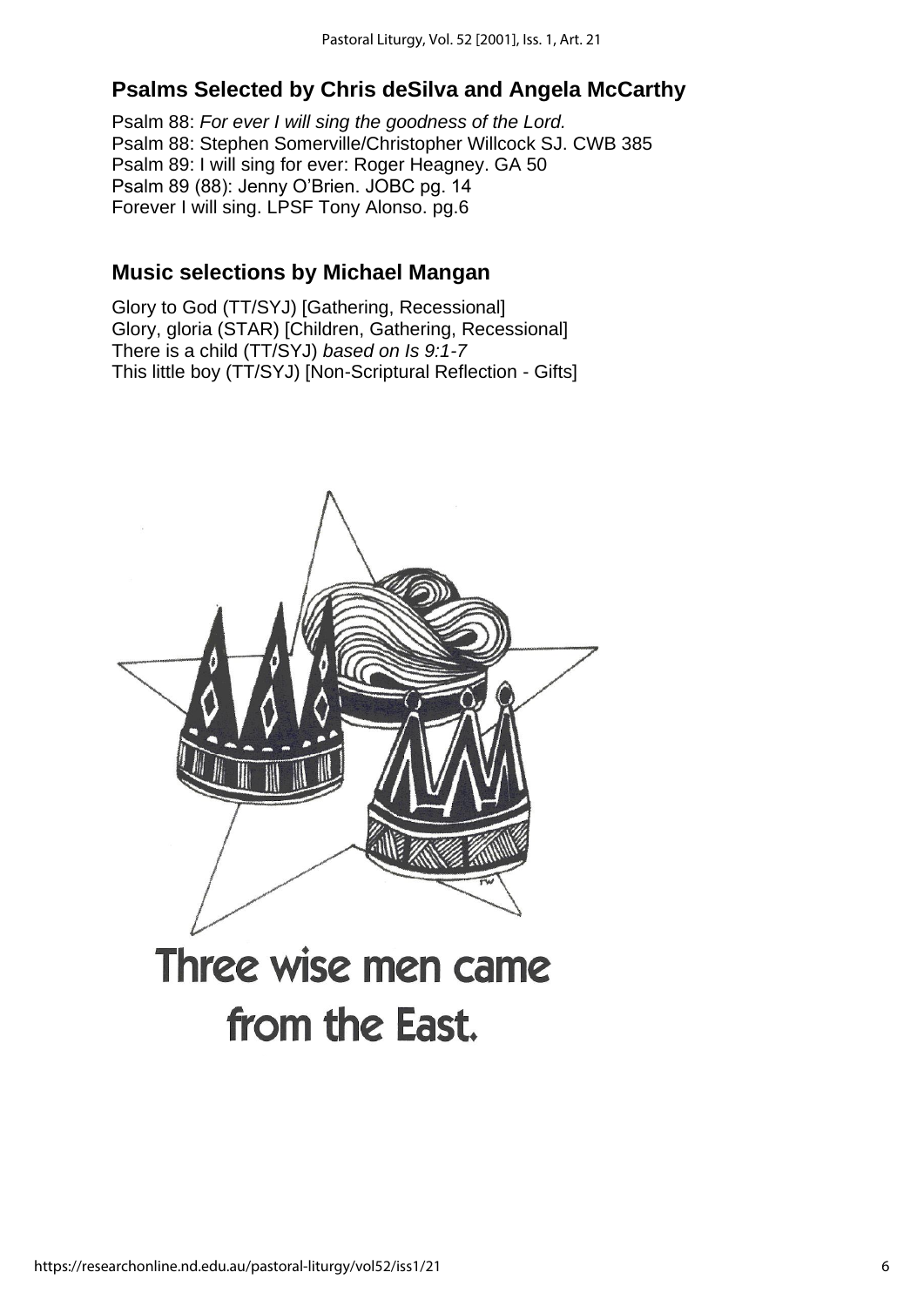## Psalms Selected by Chris deSilva and Angela McCarthy

Psalm 88: *For ever I will sing the goodness of the Lord.*
Psalm 88: Stephen Somerville/Christopher Willcock SJ. CWB 385
Psalm 89: I will sing for ever: Roger Heagney. GA 50
Psalm 89 (88): Jenny O'Brien. JOBC pg. 14
Forever I will sing. LPSF Tony Alonso. pg.6

## Music selections by Michael Mangan

Glory to God (TT/SYJ) [Gathering, Recessional]
Glory, gloria (STAR) [Children, Gathering, Recessional]
There is a child (TT/SYJ) *based on Is 9:1-7*
This little boy (TT/SYJ) [Non-Scriptural Reflection - Gifts]

Three wise men came from the East.